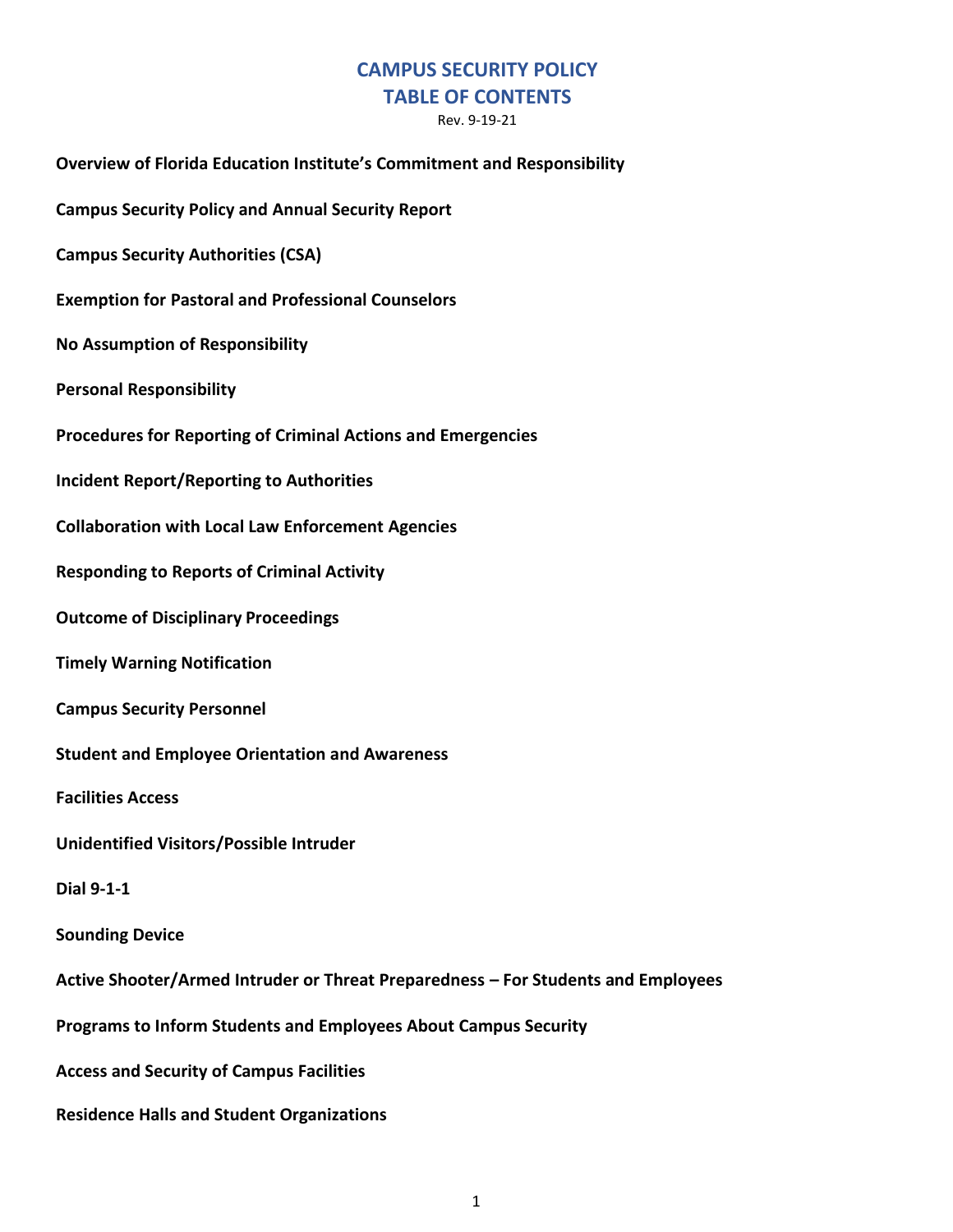# CAMPUS SECURITY POLICY
# TABLE OF CONTENTS

Rev. 9-19-21

**Overview of Florida Education Institute's Commitment and Responsibility**

**Campus Security Policy and Annual Security Report**

**Campus Security Authorities (CSA)**

**Exemption for Pastoral and Professional Counselors**

**No Assumption of Responsibility**

**Personal Responsibility**

**Procedures for Reporting of Criminal Actions and Emergencies**

**Incident Report/Reporting to Authorities**

**Collaboration with Local Law Enforcement Agencies**

**Responding to Reports of Criminal Activity**

**Outcome of Disciplinary Proceedings**

**Timely Warning Notification**

**Campus Security Personnel**

**Student and Employee Orientation and Awareness**

**Facilities Access**

**Unidentified Visitors/Possible Intruder**

**Dial 9-1-1**

**Sounding Device**

**Active Shooter/Armed Intruder or Threat Preparedness – For Students and Employees**

**Programs to Inform Students and Employees About Campus Security**

**Access and Security of Campus Facilities**

**Residence Halls and Student Organizations**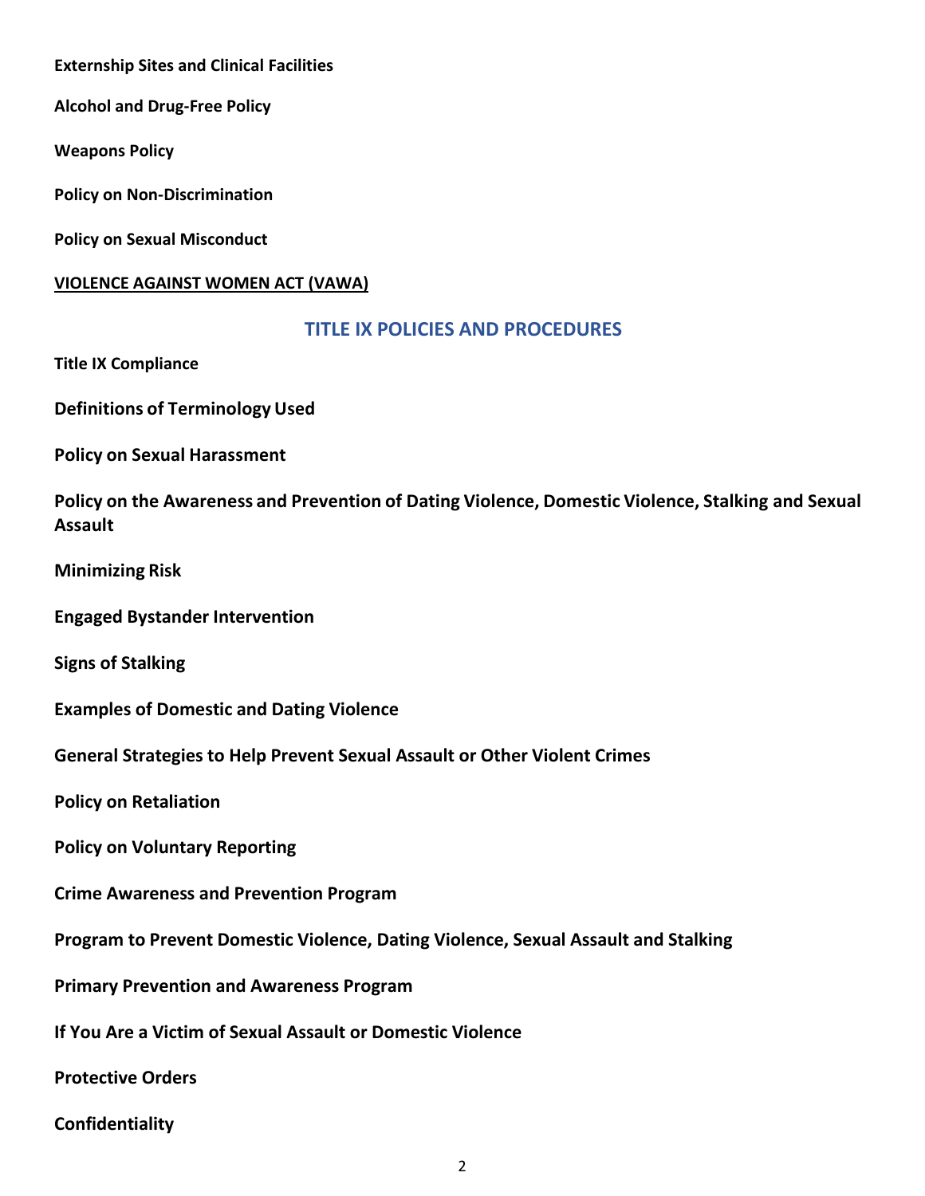**Externship Sites and Clinical Facilities**

**Alcohol and Drug-Free Policy**

**Weapons Policy**

**Policy on Non-Discrimination**

**Policy on Sexual Misconduct**

**VIOLENCE AGAINST WOMEN ACT (VAWA)**

## TITLE IX POLICIES AND PROCEDURES

**Title IX Compliance**

**Definitions of Terminology Used**

**Policy on Sexual Harassment**

**Policy on the Awareness and Prevention of Dating Violence, Domestic Violence, Stalking and Sexual Assault**

**Minimizing Risk**

**Engaged Bystander Intervention**

**Signs of Stalking**

**Examples of Domestic and Dating Violence**

**General Strategies to Help Prevent Sexual Assault or Other Violent Crimes**

**Policy on Retaliation**

**Policy on Voluntary Reporting**

**Crime Awareness and Prevention Program**

**Program to Prevent Domestic Violence, Dating Violence, Sexual Assault and Stalking**

**Primary Prevention and Awareness Program**

**If You Are a Victim of Sexual Assault or Domestic Violence**

**Protective Orders**

**Confidentiality**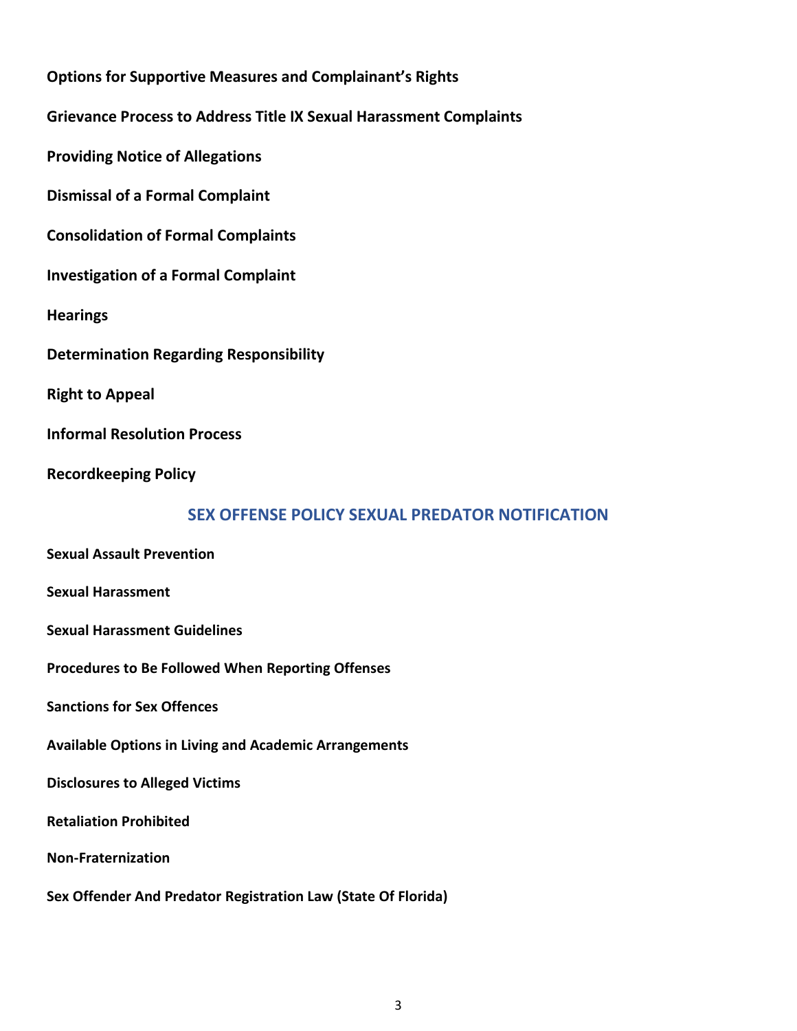**Options for Supportive Measures and Complainant's Rights**

**Grievance Process to Address Title IX Sexual Harassment Complaints**

**Providing Notice of Allegations**

**Dismissal of a Formal Complaint**

**Consolidation of Formal Complaints**

**Investigation of a Formal Complaint**

**Hearings**

**Determination Regarding Responsibility**

**Right to Appeal**

**Informal Resolution Process**

**Recordkeeping Policy**

## SEX OFFENSE POLICY SEXUAL PREDATOR NOTIFICATION

**Sexual Assault Prevention**

**Sexual Harassment**

**Sexual Harassment Guidelines**

**Procedures to Be Followed When Reporting Offenses**

**Sanctions for Sex Offences**

**Available Options in Living and Academic Arrangements**

**Disclosures to Alleged Victims**

**Retaliation Prohibited**

**Non-Fraternization**

**Sex Offender And Predator Registration Law (State Of Florida)**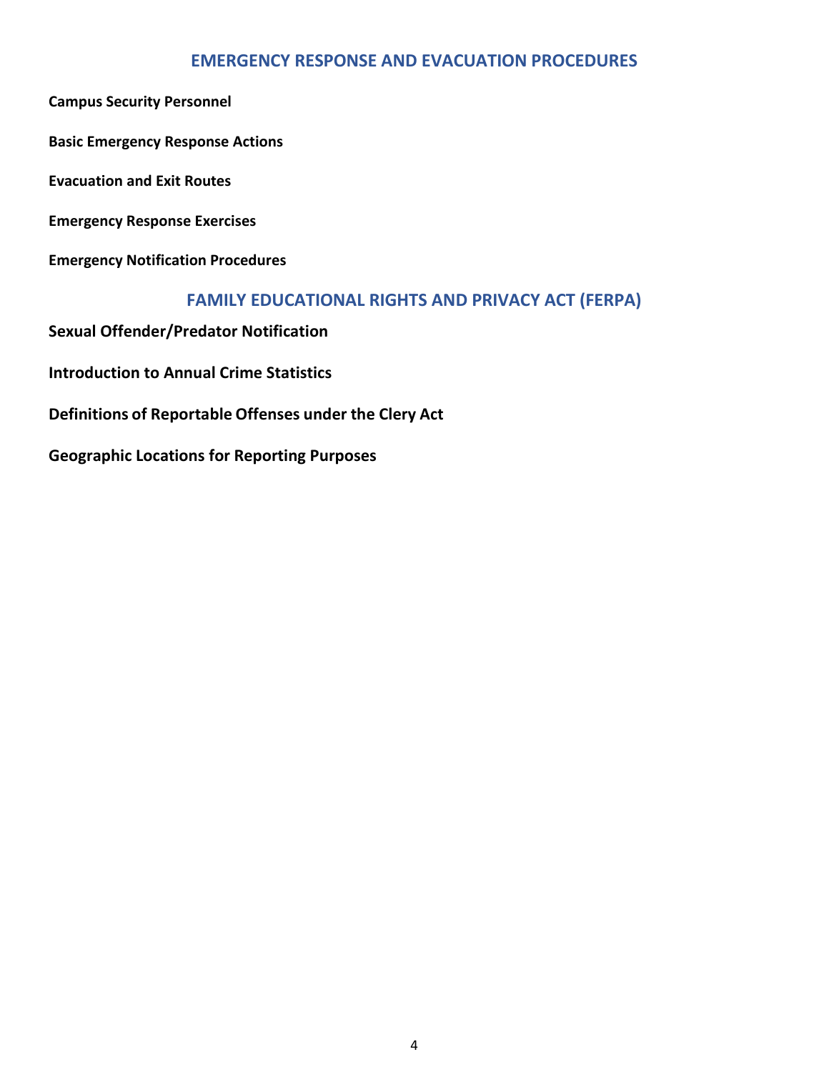## EMERGENCY RESPONSE AND EVACUATION PROCEDURES

**Campus Security Personnel**

**Basic Emergency Response Actions**

**Evacuation and Exit Routes**

**Emergency Response Exercises**

**Emergency Notification Procedures**

## FAMILY EDUCATIONAL RIGHTS AND PRIVACY ACT (FERPA)

**Sexual Offender/Predator Notification**

**Introduction to Annual Crime Statistics**

**Definitions of Reportable Offenses under the Clery Act**

**Geographic Locations for Reporting Purposes**